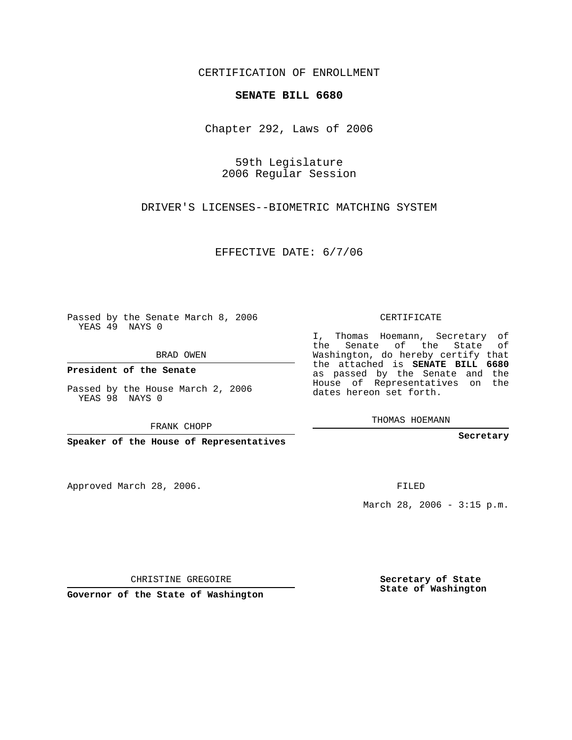CERTIFICATION OF ENROLLMENT

**SENATE BILL 6680**

Chapter 292, Laws of 2006

59th Legislature
2006 Regular Session

DRIVER'S LICENSES--BIOMETRIC MATCHING SYSTEM

EFFECTIVE DATE: 6/7/06

Passed by the Senate March 8, 2006
YEAS 49 NAYS 0

BRAD OWEN

**President of the Senate**

Passed by the House March 2, 2006
YEAS 98 NAYS 0

FRANK CHOPP

**Speaker of the House of Representatives**

CERTIFICATE

I, Thomas Hoemann, Secretary of the Senate of the State of Washington, do hereby certify that the attached is **SENATE BILL 6680** as passed by the Senate and the House of Representatives on the dates hereon set forth.

THOMAS HOEMANN

**Secretary**

Approved March 28, 2006.

FILED

March 28, 2006 - 3:15 p.m.

CHRISTINE GREGOIRE

**Governor of the State of Washington**

**Secretary of State**
**State of Washington**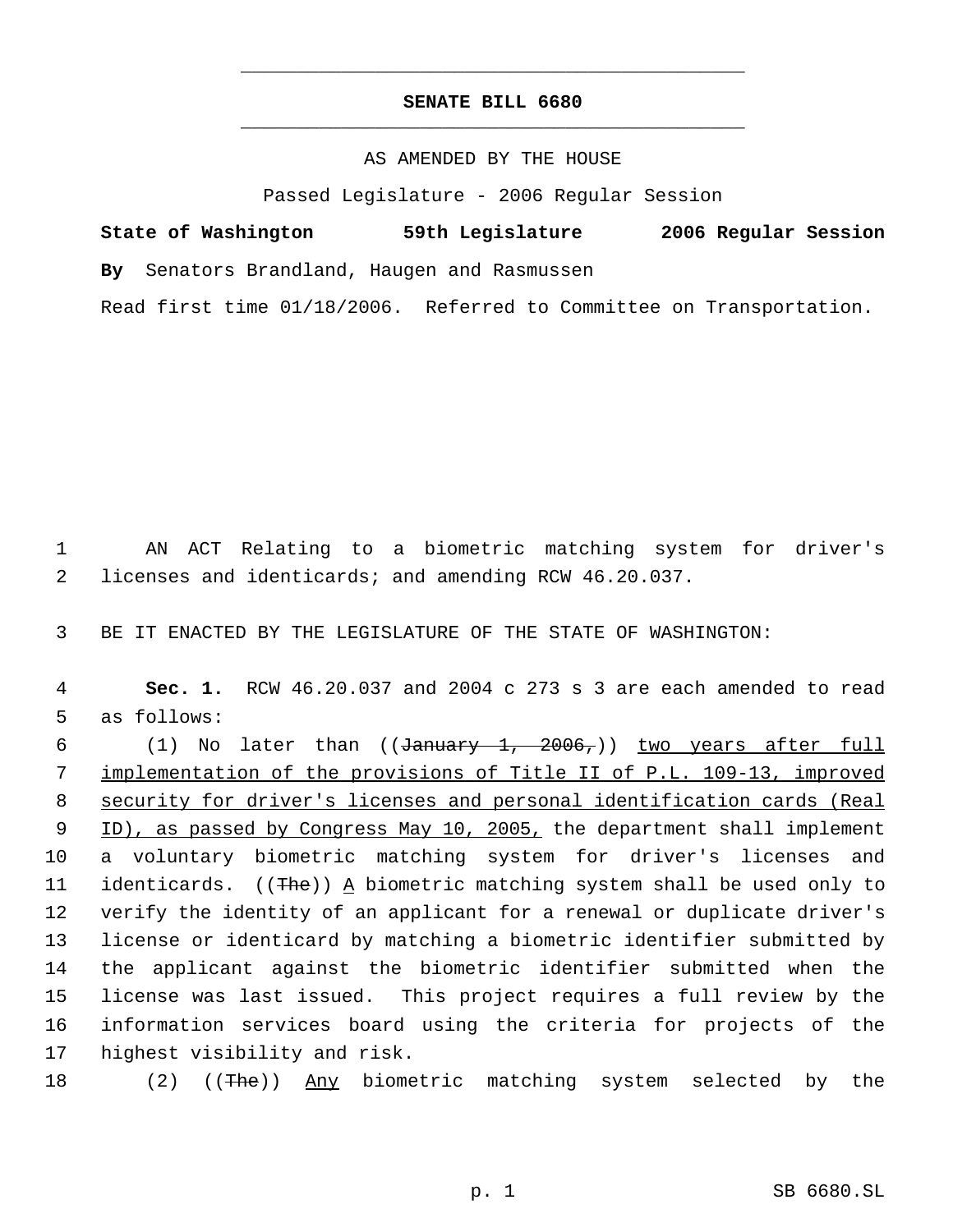# SENATE BILL 6680

AS AMENDED BY THE HOUSE

Passed Legislature - 2006 Regular Session

**State of Washington 59th Legislature 2006 Regular Session**

**By** Senators Brandland, Haugen and Rasmussen

Read first time 01/18/2006. Referred to Committee on Transportation.

AN ACT Relating to a biometric matching system for driver's licenses and identicards; and amending RCW 46.20.037.

BE IT ENACTED BY THE LEGISLATURE OF THE STATE OF WASHINGTON:

**Sec. 1.** RCW 46.20.037 and 2004 c 273 s 3 are each amended to read as follows:

(1) No later than ((~~January 1, 2006,~~)) two years after full implementation of the provisions of Title II of P.L. 109-13, improved security for driver's licenses and personal identification cards (Real ID), as passed by Congress May 10, 2005, the department shall implement a voluntary biometric matching system for driver's licenses and identicards. ((~~The~~)) A biometric matching system shall be used only to verify the identity of an applicant for a renewal or duplicate driver's license or identicard by matching a biometric identifier submitted by the applicant against the biometric identifier submitted when the license was last issued. This project requires a full review by the information services board using the criteria for projects of the highest visibility and risk.

(2) ((~~The~~)) Any biometric matching system selected by the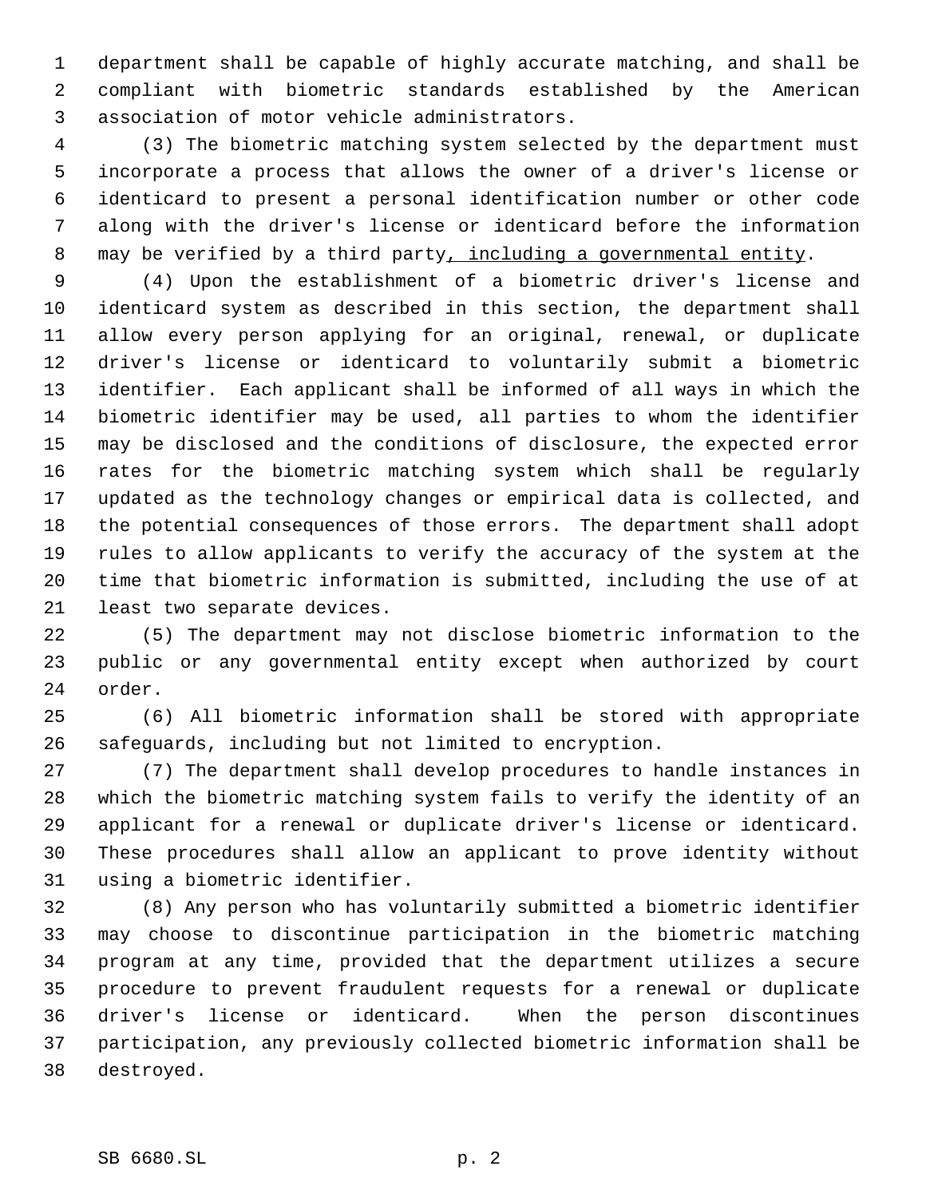department shall be capable of highly accurate matching, and shall be compliant with biometric standards established by the American association of motor vehicle administrators.

(3) The biometric matching system selected by the department must incorporate a process that allows the owner of a driver's license or identicard to present a personal identification number or other code along with the driver's license or identicard before the information may be verified by a third party<u>, including a governmental entity</u>.

(4) Upon the establishment of a biometric driver's license and identicard system as described in this section, the department shall allow every person applying for an original, renewal, or duplicate driver's license or identicard to voluntarily submit a biometric identifier. Each applicant shall be informed of all ways in which the biometric identifier may be used, all parties to whom the identifier may be disclosed and the conditions of disclosure, the expected error rates for the biometric matching system which shall be regularly updated as the technology changes or empirical data is collected, and the potential consequences of those errors. The department shall adopt rules to allow applicants to verify the accuracy of the system at the time that biometric information is submitted, including the use of at least two separate devices.

(5) The department may not disclose biometric information to the public or any governmental entity except when authorized by court order.

(6) All biometric information shall be stored with appropriate safeguards, including but not limited to encryption.

(7) The department shall develop procedures to handle instances in which the biometric matching system fails to verify the identity of an applicant for a renewal or duplicate driver's license or identicard. These procedures shall allow an applicant to prove identity without using a biometric identifier.

(8) Any person who has voluntarily submitted a biometric identifier may choose to discontinue participation in the biometric matching program at any time, provided that the department utilizes a secure procedure to prevent fraudulent requests for a renewal or duplicate driver's license or identicard. When the person discontinues participation, any previously collected biometric information shall be destroyed.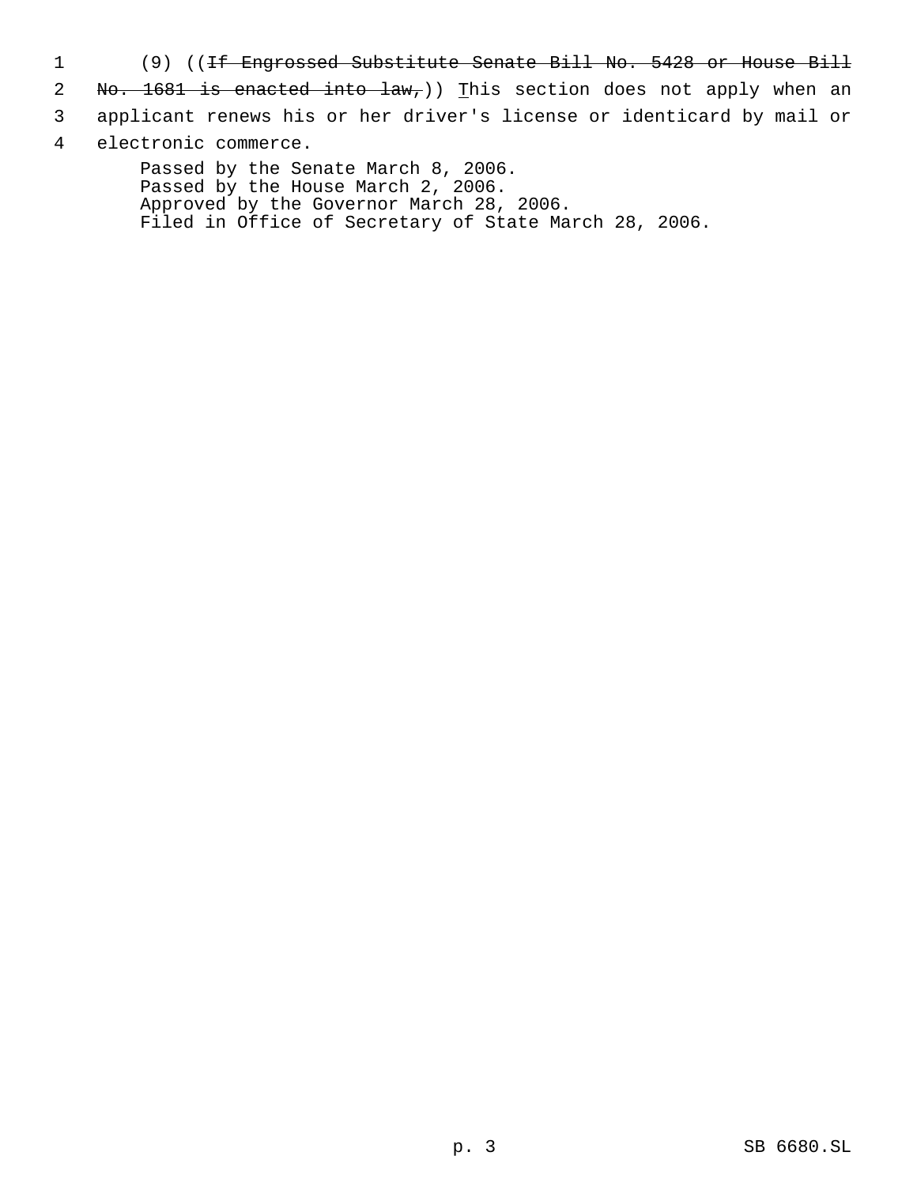(9) ((~~If Engrossed Substitute Senate Bill No. 5428 or House Bill No. 1681 is enacted into law,~~)) T̲his section does not apply when an applicant renews his or her driver's license or identicard by mail or electronic commerce.

Passed by the Senate March 8, 2006.
Passed by the House March 2, 2006.
Approved by the Governor March 28, 2006.
Filed in Office of Secretary of State March 28, 2006.